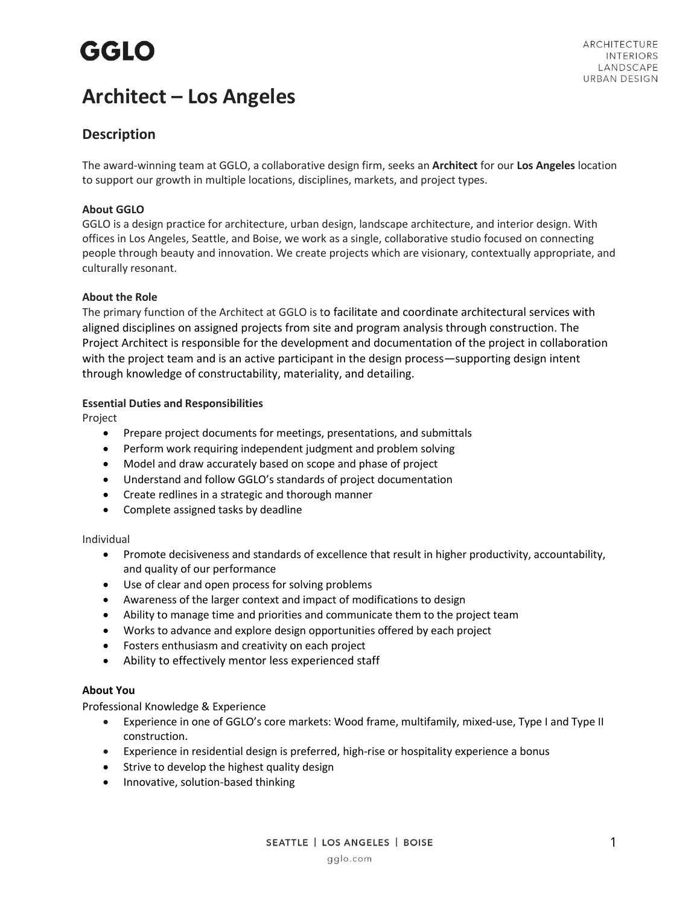GGLO

ARCHITECTURE
INTERIORS
LANDSCAPE
URBAN DESIGN

# Architect – Los Angeles

## Description

The award-winning team at GGLO, a collaborative design firm, seeks an **Architect** for our **Los Angeles** location to support our growth in multiple locations, disciplines, markets, and project types.

**About GGLO**

GGLO is a design practice for architecture, urban design, landscape architecture, and interior design. With offices in Los Angeles, Seattle, and Boise, we work as a single, collaborative studio focused on connecting people through beauty and innovation. We create projects which are visionary, contextually appropriate, and culturally resonant.

**About the Role**

The primary function of the Architect at GGLO is to facilitate and coordinate architectural services with aligned disciplines on assigned projects from site and program analysis through construction. The Project Architect is responsible for the development and documentation of the project in collaboration with the project team and is an active participant in the design process—supporting design intent through knowledge of constructability, materiality, and detailing.

**Essential Duties and Responsibilities**

Project

- Prepare project documents for meetings, presentations, and submittals
- Perform work requiring independent judgment and problem solving
- Model and draw accurately based on scope and phase of project
- Understand and follow GGLO's standards of project documentation
- Create redlines in a strategic and thorough manner
- Complete assigned tasks by deadline

Individual

- Promote decisiveness and standards of excellence that result in higher productivity, accountability, and quality of our performance
- Use of clear and open process for solving problems
- Awareness of the larger context and impact of modifications to design
- Ability to manage time and priorities and communicate them to the project team
- Works to advance and explore design opportunities offered by each project
- Fosters enthusiasm and creativity on each project
- Ability to effectively mentor less experienced staff

**About You**

Professional Knowledge & Experience

- Experience in one of GGLO's core markets: Wood frame, multifamily, mixed-use, Type I and Type II construction.
- Experience in residential design is preferred, high-rise or hospitality experience a bonus
- Strive to develop the highest quality design
- Innovative, solution-based thinking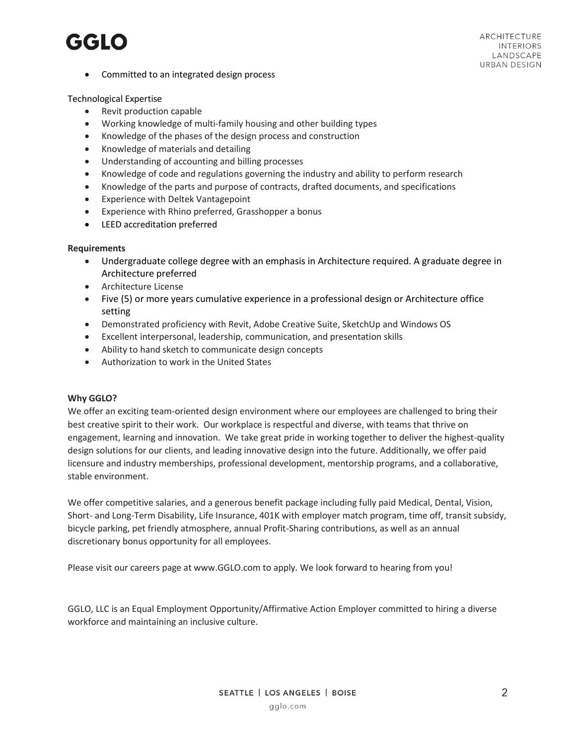- Committed to an integrated design process

Technological Expertise

- Revit production capable
- Working knowledge of multi-family housing and other building types
- Knowledge of the phases of the design process and construction
- Knowledge of materials and detailing
- Understanding of accounting and billing processes
- Knowledge of code and regulations governing the industry and ability to perform research
- Knowledge of the parts and purpose of contracts, drafted documents, and specifications
- Experience with Deltek Vantagepoint
- Experience with Rhino preferred, Grasshopper a bonus
- LEED accreditation preferred

**Requirements**

- Undergraduate college degree with an emphasis in Architecture required. A graduate degree in Architecture preferred
- Architecture License
- Five (5) or more years cumulative experience in a professional design or Architecture office setting
- Demonstrated proficiency with Revit, Adobe Creative Suite, SketchUp and Windows OS
- Excellent interpersonal, leadership, communication, and presentation skills
- Ability to hand sketch to communicate design concepts
- Authorization to work in the United States

**Why GGLO?**

We offer an exciting team-oriented design environment where our employees are challenged to bring their best creative spirit to their work. Our workplace is respectful and diverse, with teams that thrive on engagement, learning and innovation. We take great pride in working together to deliver the highest-quality design solutions for our clients, and leading innovative design into the future. Additionally, we offer paid licensure and industry memberships, professional development, mentorship programs, and a collaborative, stable environment.

We offer competitive salaries, and a generous benefit package including fully paid Medical, Dental, Vision, Short- and Long-Term Disability, Life Insurance, 401K with employer match program, time off, transit subsidy, bicycle parking, pet friendly atmosphere, annual Profit-Sharing contributions, as well as an annual discretionary bonus opportunity for all employees.

Please visit our careers page at www.GGLO.com to apply. We look forward to hearing from you!

GGLO, LLC is an Equal Employment Opportunity/Affirmative Action Employer committed to hiring a diverse workforce and maintaining an inclusive culture.